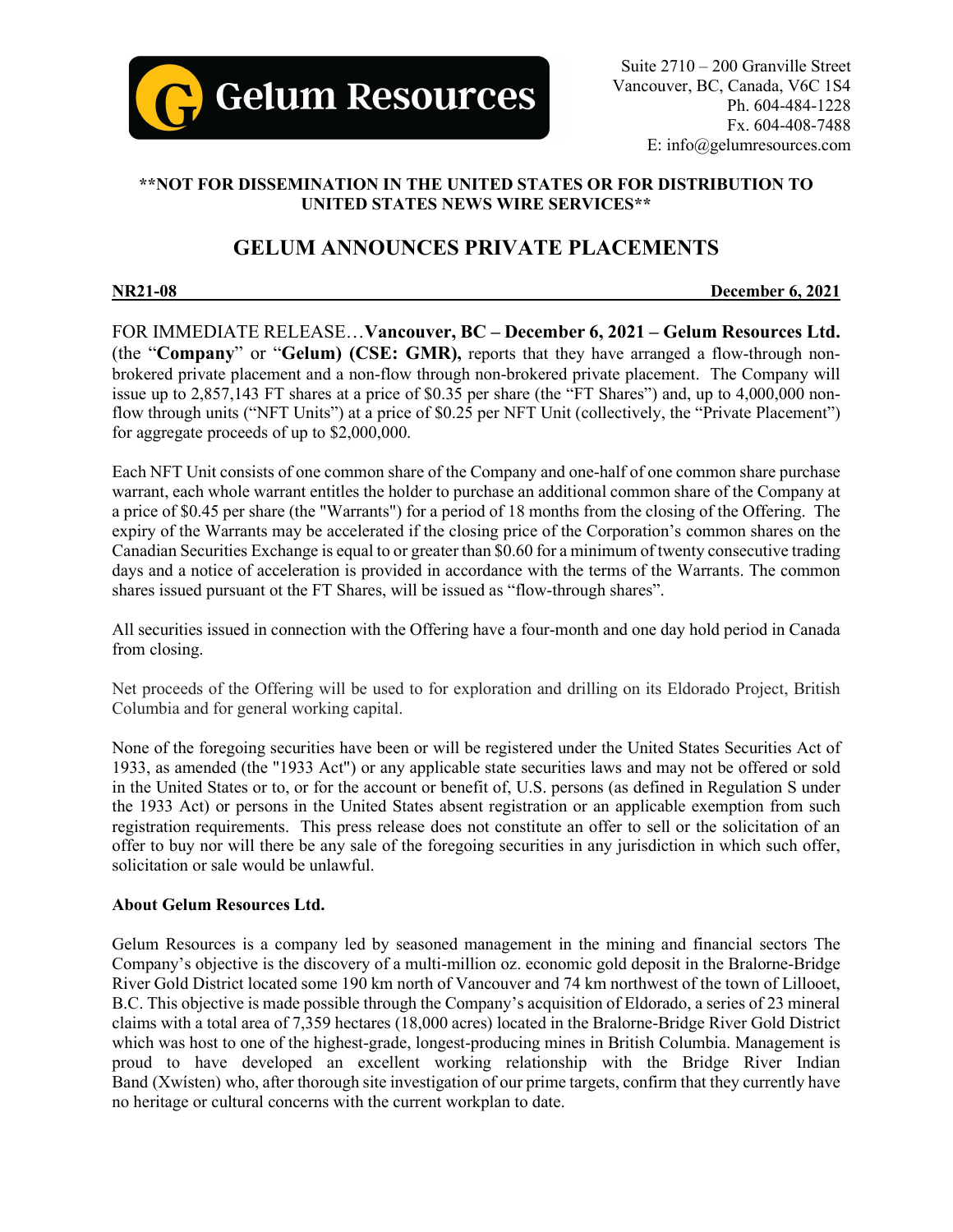Gelum Resources

Suite 2710 – 200 Granville Street
Vancouver, BC, Canada, V6C 1S4
Ph. 604-484-1228
Fx. 604-408-7488
E: info@gelumresources.com

**\*\*NOT FOR DISSEMINATION IN THE UNITED STATES OR FOR DISTRIBUTION TO UNITED STATES NEWS WIRE SERVICES\*\***

# GELUM ANNOUNCES PRIVATE PLACEMENTS

**NR21-08** **December 6, 2021**

FOR IMMEDIATE RELEASE…**Vancouver, BC – December 6, 2021 – Gelum Resources Ltd.** (the "**Company**" or "**Gelum) (CSE: GMR),** reports that they have arranged a flow-through non-brokered private placement and a non-flow through non-brokered private placement. The Company will issue up to 2,857,143 FT shares at a price of $0.35 per share (the "FT Shares") and, up to 4,000,000 non-flow through units ("NFT Units") at a price of $0.25 per NFT Unit (collectively, the "Private Placement") for aggregate proceeds of up to $2,000,000.

Each NFT Unit consists of one common share of the Company and one-half of one common share purchase warrant, each whole warrant entitles the holder to purchase an additional common share of the Company at a price of $0.45 per share (the "Warrants") for a period of 18 months from the closing of the Offering. The expiry of the Warrants may be accelerated if the closing price of the Corporation's common shares on the Canadian Securities Exchange is equal to or greater than $0.60 for a minimum of twenty consecutive trading days and a notice of acceleration is provided in accordance with the terms of the Warrants. The common shares issued pursuant ot the FT Shares, will be issued as "flow-through shares".

All securities issued in connection with the Offering have a four-month and one day hold period in Canada from closing.

Net proceeds of the Offering will be used to for exploration and drilling on its Eldorado Project, British Columbia and for general working capital.

None of the foregoing securities have been or will be registered under the United States Securities Act of 1933, as amended (the "1933 Act") or any applicable state securities laws and may not be offered or sold in the United States or to, or for the account or benefit of, U.S. persons (as defined in Regulation S under the 1933 Act) or persons in the United States absent registration or an applicable exemption from such registration requirements. This press release does not constitute an offer to sell or the solicitation of an offer to buy nor will there be any sale of the foregoing securities in any jurisdiction in which such offer, solicitation or sale would be unlawful.

**About Gelum Resources Ltd.**

Gelum Resources is a company led by seasoned management in the mining and financial sectors The Company's objective is the discovery of a multi-million oz. economic gold deposit in the Bralorne-Bridge River Gold District located some 190 km north of Vancouver and 74 km northwest of the town of Lillooet, B.C. This objective is made possible through the Company's acquisition of Eldorado, a series of 23 mineral claims with a total area of 7,359 hectares (18,000 acres) located in the Bralorne-Bridge River Gold District which was host to one of the highest-grade, longest-producing mines in British Columbia. Management is proud to have developed an excellent working relationship with the Bridge River Indian Band (Xwísten) who, after thorough site investigation of our prime targets, confirm that they currently have no heritage or cultural concerns with the current workplan to date.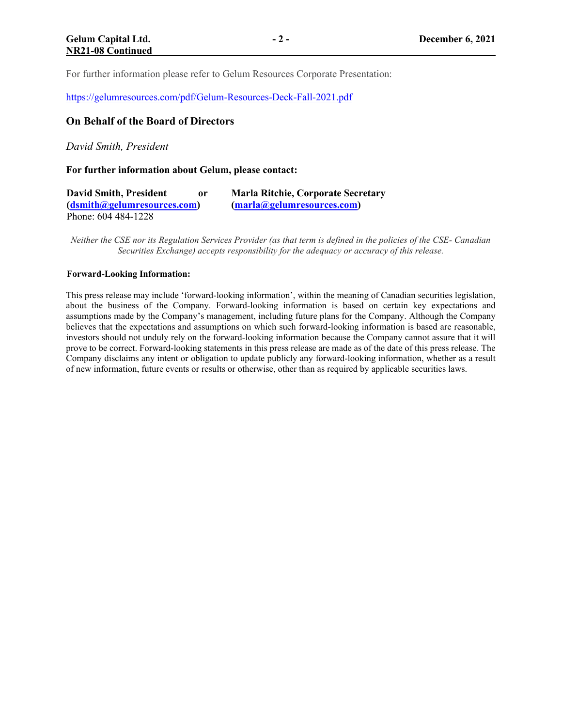For further information please refer to Gelum Resources Corporate Presentation:

https://gelumresources.com/pdf/Gelum-Resources-Deck-Fall-2021.pdf

## On Behalf of the Board of Directors

*David Smith, President*

**For further information about Gelum, please contact:**

**David Smith, President** **or** **Marla Ritchie, Corporate Secretary**
**(dsmith@gelumresources.com)** **(marla@gelumresources.com)**
Phone: 604 484-1228

*Neither the CSE nor its Regulation Services Provider (as that term is defined in the policies of the CSE- Canadian Securities Exchange) accepts responsibility for the adequacy or accuracy of this release.*

**Forward-Looking Information:**

This press release may include 'forward-looking information', within the meaning of Canadian securities legislation, about the business of the Company. Forward-looking information is based on certain key expectations and assumptions made by the Company's management, including future plans for the Company. Although the Company believes that the expectations and assumptions on which such forward-looking information is based are reasonable, investors should not unduly rely on the forward-looking information because the Company cannot assure that it will prove to be correct. Forward-looking statements in this press release are made as of the date of this press release. The Company disclaims any intent or obligation to update publicly any forward-looking information, whether as a result of new information, future events or results or otherwise, other than as required by applicable securities laws.